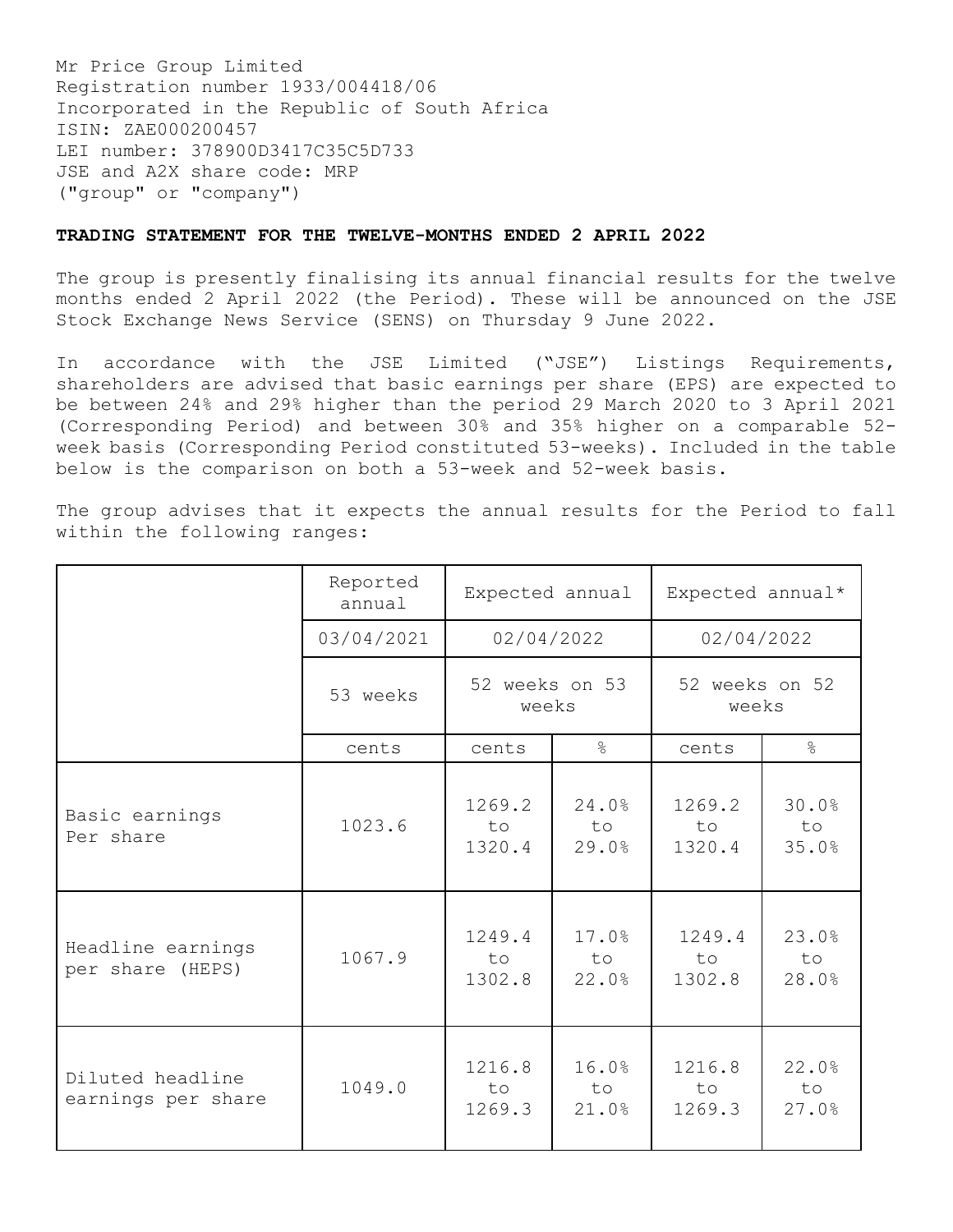Mr Price Group Limited
Registration number 1933/004418/06
Incorporated in the Republic of South Africa
ISIN: ZAE000200457
LEI number: 378900D3417C35C5D733
JSE and A2X share code: MRP
("group" or "company")

**TRADING STATEMENT FOR THE TWELVE-MONTHS ENDED 2 APRIL 2022**

The group is presently finalising its annual financial results for the twelve months ended 2 April 2022 (the Period). These will be announced on the JSE Stock Exchange News Service (SENS) on Thursday 9 June 2022.

In accordance with the JSE Limited ("JSE") Listings Requirements, shareholders are advised that basic earnings per share (EPS) are expected to be between 24% and 29% higher than the period 29 March 2020 to 3 April 2021 (Corresponding Period) and between 30% and 35% higher on a comparable 52-week basis (Corresponding Period constituted 53-weeks). Included in the table below is the comparison on both a 53-week and 52-week basis.

The group advises that it expects the annual results for the Period to fall within the following ranges:

| | Reported annual | Expected annual | | Expected annual* | |
|---|---|---|---|---|---|
| | 03/04/2021 | 02/04/2022 | | 02/04/2022 | |
| | 53 weeks | 52 weeks on 53 weeks | | 52 weeks on 52 weeks | |
| | cents | cents | % | cents | % |
| Basic earnings Per share | 1023.6 | 1269.2 to 1320.4 | 24.0% to 29.0% | 1269.2 to 1320.4 | 30.0% to 35.0% |
| Headline earnings per share (HEPS) | 1067.9 | 1249.4 to 1302.8 | 17.0% to 22.0% | 1249.4 to 1302.8 | 23.0% to 28.0% |
| Diluted headline earnings per share | 1049.0 | 1216.8 to 1269.3 | 16.0% to 21.0% | 1216.8 to 1269.3 | 22.0% to 27.0% |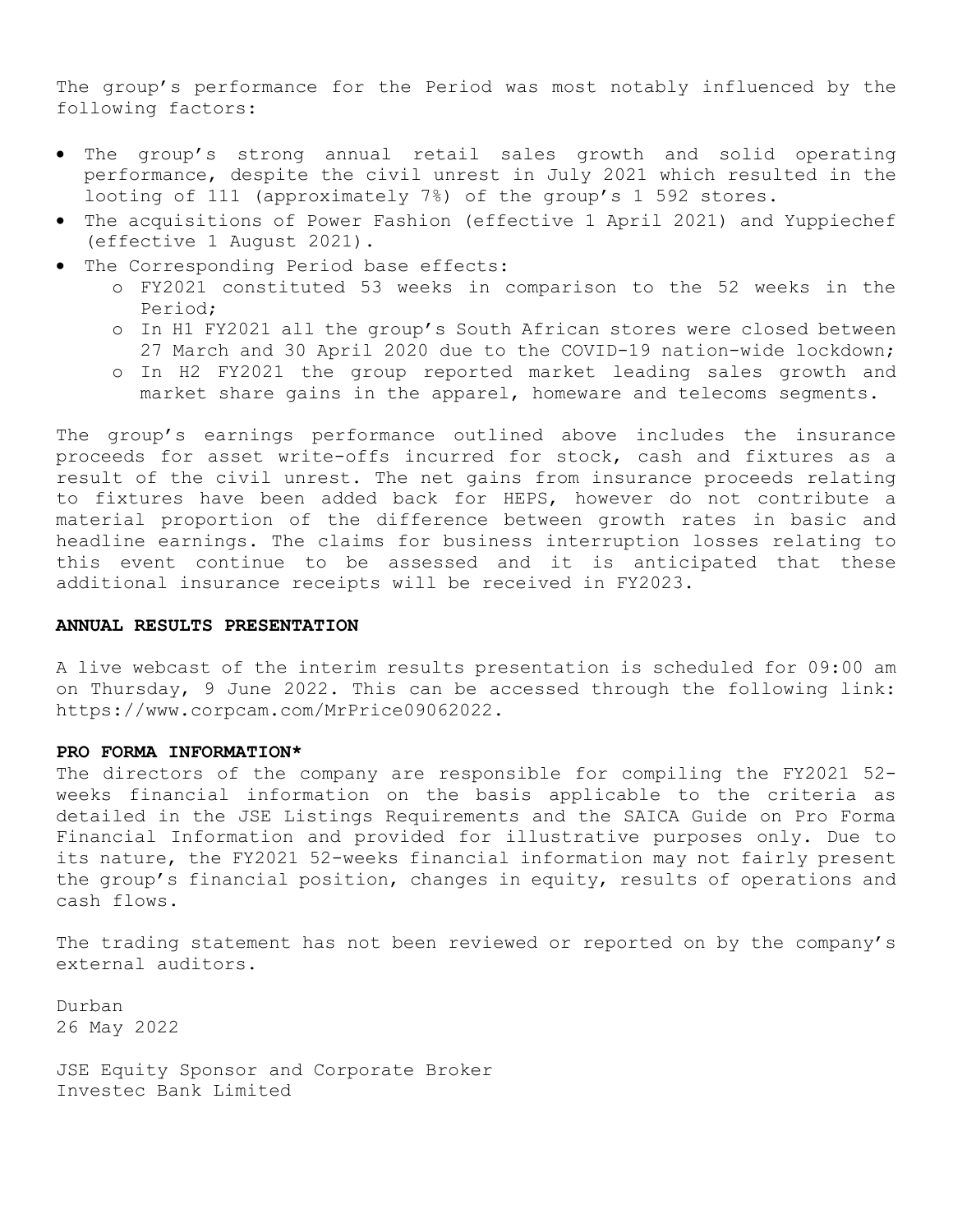The group's performance for the Period was most notably influenced by the following factors:

- The group's strong annual retail sales growth and solid operating performance, despite the civil unrest in July 2021 which resulted in the looting of 111 (approximately 7%) of the group's 1 592 stores.
- The acquisitions of Power Fashion (effective 1 April 2021) and Yuppiechef (effective 1 August 2021).
- The Corresponding Period base effects:
  - FY2021 constituted 53 weeks in comparison to the 52 weeks in the Period;
  - In H1 FY2021 all the group's South African stores were closed between 27 March and 30 April 2020 due to the COVID-19 nation-wide lockdown;
  - In H2 FY2021 the group reported market leading sales growth and market share gains in the apparel, homeware and telecoms segments.

The group's earnings performance outlined above includes the insurance proceeds for asset write-offs incurred for stock, cash and fixtures as a result of the civil unrest. The net gains from insurance proceeds relating to fixtures have been added back for HEPS, however do not contribute a material proportion of the difference between growth rates in basic and headline earnings. The claims for business interruption losses relating to this event continue to be assessed and it is anticipated that these additional insurance receipts will be received in FY2023.

**ANNUAL RESULTS PRESENTATION**

A live webcast of the interim results presentation is scheduled for 09:00 am on Thursday, 9 June 2022. This can be accessed through the following link: https://www.corpcam.com/MrPrice09062022.

**PRO FORMA INFORMATION***

The directors of the company are responsible for compiling the FY2021 52-weeks financial information on the basis applicable to the criteria as detailed in the JSE Listings Requirements and the SAICA Guide on Pro Forma Financial Information and provided for illustrative purposes only. Due to its nature, the FY2021 52-weeks financial information may not fairly present the group's financial position, changes in equity, results of operations and cash flows.

The trading statement has not been reviewed or reported on by the company's external auditors.

Durban
26 May 2022

JSE Equity Sponsor and Corporate Broker
Investec Bank Limited